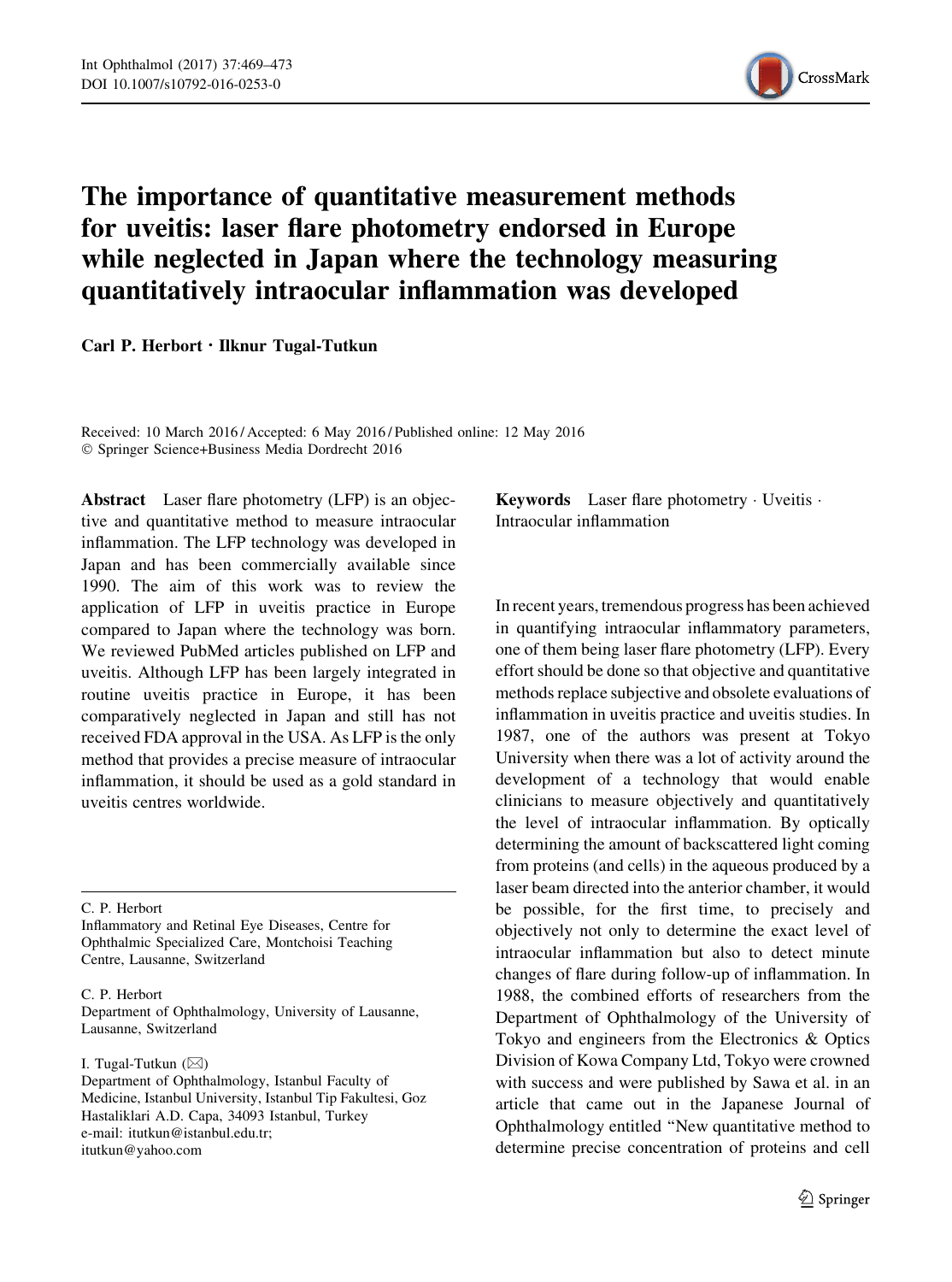# The importance of quantitative measurement methods for uveitis: laser flare photometry endorsed in Europe while neglected in Japan where the technology measuring quantitatively intraocular inflammation was developed

**Carl P. Herbort · Ilknur Tugal-Tutkun**

Received: 10 March 2016 / Accepted: 6 May 2016 / Published online: 12 May 2016
© Springer Science+Business Media Dordrecht 2016

**Abstract** Laser flare photometry (LFP) is an objective and quantitative method to measure intraocular inflammation. The LFP technology was developed in Japan and has been commercially available since 1990. The aim of this work was to review the application of LFP in uveitis practice in Europe compared to Japan where the technology was born. We reviewed PubMed articles published on LFP and uveitis. Although LFP has been largely integrated in routine uveitis practice in Europe, it has been comparatively neglected in Japan and still has not received FDA approval in the USA. As LFP is the only method that provides a precise measure of intraocular inflammation, it should be used as a gold standard in uveitis centres worldwide.

**Keywords** Laser flare photometry · Uveitis · Intraocular inflammation

C. P. Herbort
Inflammatory and Retinal Eye Diseases, Centre for Ophthalmic Specialized Care, Montchoisi Teaching Centre, Lausanne, Switzerland

C. P. Herbort
Department of Ophthalmology, University of Lausanne, Lausanne, Switzerland

I. Tugal-Tutkun (✉)
Department of Ophthalmology, Istanbul Faculty of Medicine, Istanbul University, Istanbul Tip Fakultesi, Goz Hastaliklari A.D. Capa, 34093 Istanbul, Turkey
e-mail: itutkun@istanbul.edu.tr;
itutkun@yahoo.com

In recent years, tremendous progress has been achieved in quantifying intraocular inflammatory parameters, one of them being laser flare photometry (LFP). Every effort should be done so that objective and quantitative methods replace subjective and obsolete evaluations of inflammation in uveitis practice and uveitis studies. In 1987, one of the authors was present at Tokyo University when there was a lot of activity around the development of a technology that would enable clinicians to measure objectively and quantitatively the level of intraocular inflammation. By optically determining the amount of backscattered light coming from proteins (and cells) in the aqueous produced by a laser beam directed into the anterior chamber, it would be possible, for the first time, to precisely and objectively not only to determine the exact level of intraocular inflammation but also to detect minute changes of flare during follow-up of inflammation. In 1988, the combined efforts of researchers from the Department of Ophthalmology of the University of Tokyo and engineers from the Electronics & Optics Division of Kowa Company Ltd, Tokyo were crowned with success and were published by Sawa et al. in an article that came out in the Japanese Journal of Ophthalmology entitled "New quantitative method to determine precise concentration of proteins and cell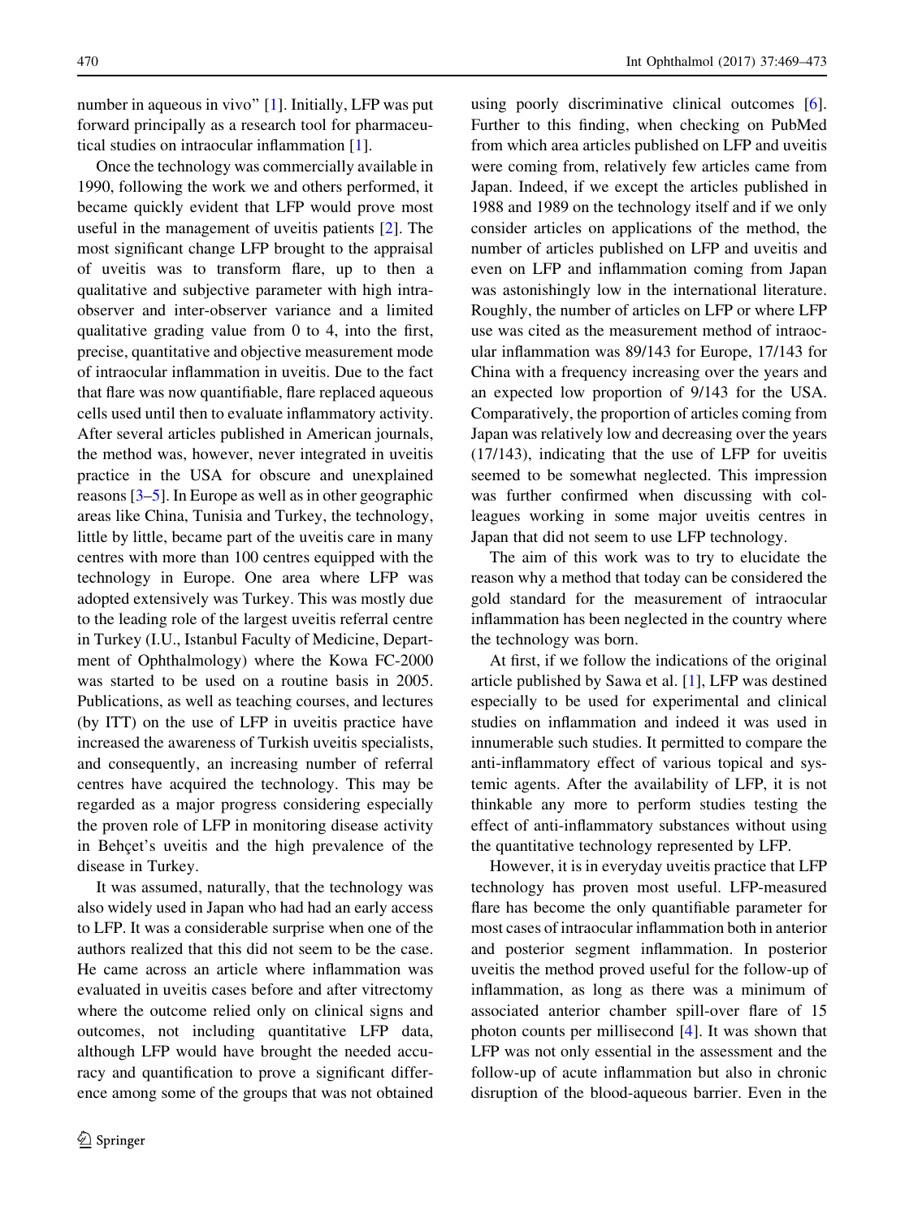number in aqueous in vivo" [1]. Initially, LFP was put forward principally as a research tool for pharmaceutical studies on intraocular inflammation [1].

Once the technology was commercially available in 1990, following the work we and others performed, it became quickly evident that LFP would prove most useful in the management of uveitis patients [2]. The most significant change LFP brought to the appraisal of uveitis was to transform flare, up to then a qualitative and subjective parameter with high intra-observer and inter-observer variance and a limited qualitative grading value from 0 to 4, into the first, precise, quantitative and objective measurement mode of intraocular inflammation in uveitis. Due to the fact that flare was now quantifiable, flare replaced aqueous cells used until then to evaluate inflammatory activity. After several articles published in American journals, the method was, however, never integrated in uveitis practice in the USA for obscure and unexplained reasons [3–5]. In Europe as well as in other geographic areas like China, Tunisia and Turkey, the technology, little by little, became part of the uveitis care in many centres with more than 100 centres equipped with the technology in Europe. One area where LFP was adopted extensively was Turkey. This was mostly due to the leading role of the largest uveitis referral centre in Turkey (I.U., Istanbul Faculty of Medicine, Department of Ophthalmology) where the Kowa FC-2000 was started to be used on a routine basis in 2005. Publications, as well as teaching courses, and lectures (by ITT) on the use of LFP in uveitis practice have increased the awareness of Turkish uveitis specialists, and consequently, an increasing number of referral centres have acquired the technology. This may be regarded as a major progress considering especially the proven role of LFP in monitoring disease activity in Behçet's uveitis and the high prevalence of the disease in Turkey.

It was assumed, naturally, that the technology was also widely used in Japan who had had an early access to LFP. It was a considerable surprise when one of the authors realized that this did not seem to be the case. He came across an article where inflammation was evaluated in uveitis cases before and after vitrectomy where the outcome relied only on clinical signs and outcomes, not including quantitative LFP data, although LFP would have brought the needed accuracy and quantification to prove a significant difference among some of the groups that was not obtained using poorly discriminative clinical outcomes [6]. Further to this finding, when checking on PubMed from which area articles published on LFP and uveitis were coming from, relatively few articles came from Japan. Indeed, if we except the articles published in 1988 and 1989 on the technology itself and if we only consider articles on applications of the method, the number of articles published on LFP and uveitis and even on LFP and inflammation coming from Japan was astonishingly low in the international literature. Roughly, the number of articles on LFP or where LFP use was cited as the measurement method of intraocular inflammation was 89/143 for Europe, 17/143 for China with a frequency increasing over the years and an expected low proportion of 9/143 for the USA. Comparatively, the proportion of articles coming from Japan was relatively low and decreasing over the years (17/143), indicating that the use of LFP for uveitis seemed to be somewhat neglected. This impression was further confirmed when discussing with colleagues working in some major uveitis centres in Japan that did not seem to use LFP technology.

The aim of this work was to try to elucidate the reason why a method that today can be considered the gold standard for the measurement of intraocular inflammation has been neglected in the country where the technology was born.

At first, if we follow the indications of the original article published by Sawa et al. [1], LFP was destined especially to be used for experimental and clinical studies on inflammation and indeed it was used in innumerable such studies. It permitted to compare the anti-inflammatory effect of various topical and systemic agents. After the availability of LFP, it is not thinkable any more to perform studies testing the effect of anti-inflammatory substances without using the quantitative technology represented by LFP.

However, it is in everyday uveitis practice that LFP technology has proven most useful. LFP-measured flare has become the only quantifiable parameter for most cases of intraocular inflammation both in anterior and posterior segment inflammation. In posterior uveitis the method proved useful for the follow-up of inflammation, as long as there was a minimum of associated anterior chamber spill-over flare of 15 photon counts per millisecond [4]. It was shown that LFP was not only essential in the assessment and the follow-up of acute inflammation but also in chronic disruption of the blood-aqueous barrier. Even in the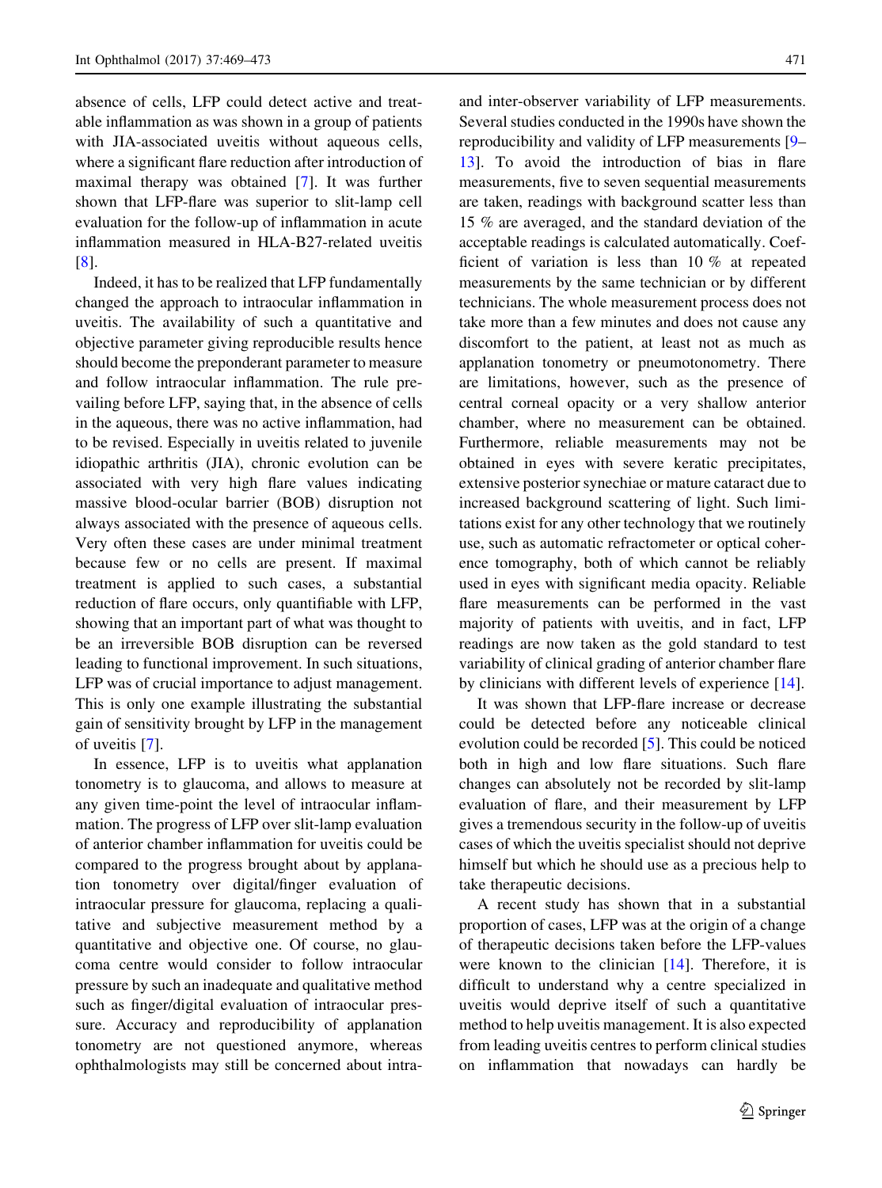absence of cells, LFP could detect active and treatable inflammation as was shown in a group of patients with JIA-associated uveitis without aqueous cells, where a significant flare reduction after introduction of maximal therapy was obtained [7]. It was further shown that LFP-flare was superior to slit-lamp cell evaluation for the follow-up of inflammation in acute inflammation measured in HLA-B27-related uveitis [8].

Indeed, it has to be realized that LFP fundamentally changed the approach to intraocular inflammation in uveitis. The availability of such a quantitative and objective parameter giving reproducible results hence should become the preponderant parameter to measure and follow intraocular inflammation. The rule prevailing before LFP, saying that, in the absence of cells in the aqueous, there was no active inflammation, had to be revised. Especially in uveitis related to juvenile idiopathic arthritis (JIA), chronic evolution can be associated with very high flare values indicating massive blood-ocular barrier (BOB) disruption not always associated with the presence of aqueous cells. Very often these cases are under minimal treatment because few or no cells are present. If maximal treatment is applied to such cases, a substantial reduction of flare occurs, only quantifiable with LFP, showing that an important part of what was thought to be an irreversible BOB disruption can be reversed leading to functional improvement. In such situations, LFP was of crucial importance to adjust management. This is only one example illustrating the substantial gain of sensitivity brought by LFP in the management of uveitis [7].

In essence, LFP is to uveitis what applanation tonometry is to glaucoma, and allows to measure at any given time-point the level of intraocular inflammation. The progress of LFP over slit-lamp evaluation of anterior chamber inflammation for uveitis could be compared to the progress brought about by applanation tonometry over digital/finger evaluation of intraocular pressure for glaucoma, replacing a qualitative and subjective measurement method by a quantitative and objective one. Of course, no glaucoma centre would consider to follow intraocular pressure by such an inadequate and qualitative method such as finger/digital evaluation of intraocular pressure. Accuracy and reproducibility of applanation tonometry are not questioned anymore, whereas ophthalmologists may still be concerned about intra- and inter-observer variability of LFP measurements. Several studies conducted in the 1990s have shown the reproducibility and validity of LFP measurements [9–13]. To avoid the introduction of bias in flare measurements, five to seven sequential measurements are taken, readings with background scatter less than 15 % are averaged, and the standard deviation of the acceptable readings is calculated automatically. Coefficient of variation is less than 10 % at repeated measurements by the same technician or by different technicians. The whole measurement process does not take more than a few minutes and does not cause any discomfort to the patient, at least not as much as applanation tonometry or pneumotonometry. There are limitations, however, such as the presence of central corneal opacity or a very shallow anterior chamber, where no measurement can be obtained. Furthermore, reliable measurements may not be obtained in eyes with severe keratic precipitates, extensive posterior synechiae or mature cataract due to increased background scattering of light. Such limitations exist for any other technology that we routinely use, such as automatic refractometer or optical coherence tomography, both of which cannot be reliably used in eyes with significant media opacity. Reliable flare measurements can be performed in the vast majority of patients with uveitis, and in fact, LFP readings are now taken as the gold standard to test variability of clinical grading of anterior chamber flare by clinicians with different levels of experience [14].

It was shown that LFP-flare increase or decrease could be detected before any noticeable clinical evolution could be recorded [5]. This could be noticed both in high and low flare situations. Such flare changes can absolutely not be recorded by slit-lamp evaluation of flare, and their measurement by LFP gives a tremendous security in the follow-up of uveitis cases of which the uveitis specialist should not deprive himself but which he should use as a precious help to take therapeutic decisions.

A recent study has shown that in a substantial proportion of cases, LFP was at the origin of a change of therapeutic decisions taken before the LFP-values were known to the clinician [14]. Therefore, it is difficult to understand why a centre specialized in uveitis would deprive itself of such a quantitative method to help uveitis management. It is also expected from leading uveitis centres to perform clinical studies on inflammation that nowadays can hardly be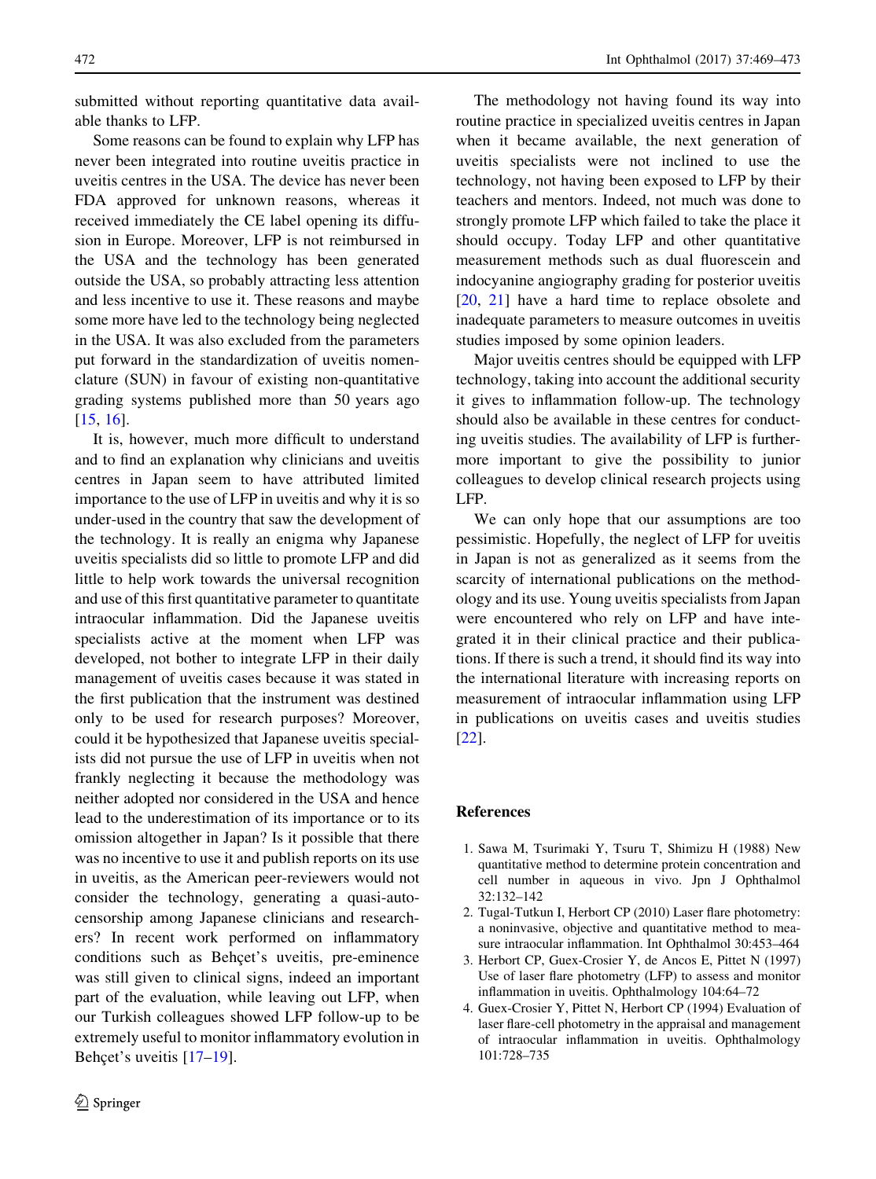submitted without reporting quantitative data available thanks to LFP.

Some reasons can be found to explain why LFP has never been integrated into routine uveitis practice in uveitis centres in the USA. The device has never been FDA approved for unknown reasons, whereas it received immediately the CE label opening its diffusion in Europe. Moreover, LFP is not reimbursed in the USA and the technology has been generated outside the USA, so probably attracting less attention and less incentive to use it. These reasons and maybe some more have led to the technology being neglected in the USA. It was also excluded from the parameters put forward in the standardization of uveitis nomenclature (SUN) in favour of existing non-quantitative grading systems published more than 50 years ago [15, 16].

It is, however, much more difficult to understand and to find an explanation why clinicians and uveitis centres in Japan seem to have attributed limited importance to the use of LFP in uveitis and why it is so under-used in the country that saw the development of the technology. It is really an enigma why Japanese uveitis specialists did so little to promote LFP and did little to help work towards the universal recognition and use of this first quantitative parameter to quantitate intraocular inflammation. Did the Japanese uveitis specialists active at the moment when LFP was developed, not bother to integrate LFP in their daily management of uveitis cases because it was stated in the first publication that the instrument was destined only to be used for research purposes? Moreover, could it be hypothesized that Japanese uveitis specialists did not pursue the use of LFP in uveitis when not frankly neglecting it because the methodology was neither adopted nor considered in the USA and hence lead to the underestimation of its importance or to its omission altogether in Japan? Is it possible that there was no incentive to use it and publish reports on its use in uveitis, as the American peer-reviewers would not consider the technology, generating a quasi-autocensorship among Japanese clinicians and researchers? In recent work performed on inflammatory conditions such as Behçet's uveitis, pre-eminence was still given to clinical signs, indeed an important part of the evaluation, while leaving out LFP, when our Turkish colleagues showed LFP follow-up to be extremely useful to monitor inflammatory evolution in Behçet's uveitis [17–19].

The methodology not having found its way into routine practice in specialized uveitis centres in Japan when it became available, the next generation of uveitis specialists were not inclined to use the technology, not having been exposed to LFP by their teachers and mentors. Indeed, not much was done to strongly promote LFP which failed to take the place it should occupy. Today LFP and other quantitative measurement methods such as dual fluorescein and indocyanine angiography grading for posterior uveitis [20, 21] have a hard time to replace obsolete and inadequate parameters to measure outcomes in uveitis studies imposed by some opinion leaders.

Major uveitis centres should be equipped with LFP technology, taking into account the additional security it gives to inflammation follow-up. The technology should also be available in these centres for conducting uveitis studies. The availability of LFP is furthermore important to give the possibility to junior colleagues to develop clinical research projects using LFP.

We can only hope that our assumptions are too pessimistic. Hopefully, the neglect of LFP for uveitis in Japan is not as generalized as it seems from the scarcity of international publications on the methodology and its use. Young uveitis specialists from Japan were encountered who rely on LFP and have integrated it in their clinical practice and their publications. If there is such a trend, it should find its way into the international literature with increasing reports on measurement of intraocular inflammation using LFP in publications on uveitis cases and uveitis studies [22].

## References

1. Sawa M, Tsurimaki Y, Tsuru T, Shimizu H (1988) New quantitative method to determine protein concentration and cell number in aqueous in vivo. Jpn J Ophthalmol 32:132–142
2. Tugal-Tutkun I, Herbort CP (2010) Laser flare photometry: a noninvasive, objective and quantitative method to measure intraocular inflammation. Int Ophthalmol 30:453–464
3. Herbort CP, Guex-Crosier Y, de Ancos E, Pittet N (1997) Use of laser flare photometry (LFP) to assess and monitor inflammation in uveitis. Ophthalmology 104:64–72
4. Guex-Crosier Y, Pittet N, Herbort CP (1994) Evaluation of laser flare-cell photometry in the appraisal and management of intraocular inflammation in uveitis. Ophthalmology 101:728–735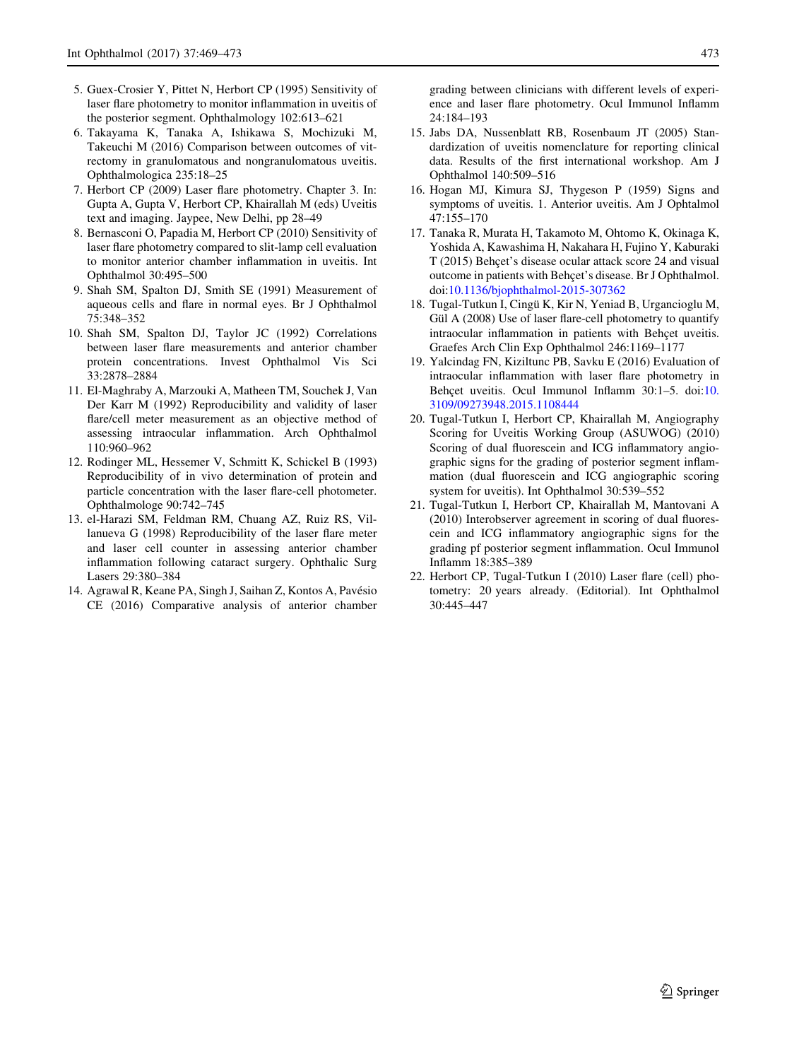5. Guex-Crosier Y, Pittet N, Herbort CP (1995) Sensitivity of laser flare photometry to monitor inflammation in uveitis of the posterior segment. Ophthalmology 102:613–621
6. Takayama K, Tanaka A, Ishikawa S, Mochizuki M, Takeuchi M (2016) Comparison between outcomes of vitrectomy in granulomatous and nongranulomatous uveitis. Ophthalmologica 235:18–25
7. Herbort CP (2009) Laser flare photometry. Chapter 3. In: Gupta A, Gupta V, Herbort CP, Khairallah M (eds) Uveitis text and imaging. Jaypee, New Delhi, pp 28–49
8. Bernasconi O, Papadia M, Herbort CP (2010) Sensitivity of laser flare photometry compared to slit-lamp cell evaluation to monitor anterior chamber inflammation in uveitis. Int Ophthalmol 30:495–500
9. Shah SM, Spalton DJ, Smith SE (1991) Measurement of aqueous cells and flare in normal eyes. Br J Ophthalmol 75:348–352
10. Shah SM, Spalton DJ, Taylor JC (1992) Correlations between laser flare measurements and anterior chamber protein concentrations. Invest Ophthalmol Vis Sci 33:2878–2884
11. El-Maghraby A, Marzouki A, Matheen TM, Souchek J, Van Der Karr M (1992) Reproducibility and validity of laser flare/cell meter measurement as an objective method of assessing intraocular inflammation. Arch Ophthalmol 110:960–962
12. Rodinger ML, Hessemer V, Schmitt K, Schickel B (1993) Reproducibility of in vivo determination of protein and particle concentration with the laser flare-cell photometer. Ophthalmologe 90:742–745
13. el-Harazi SM, Feldman RM, Chuang AZ, Ruiz RS, Villanueva G (1998) Reproducibility of the laser flare meter and laser cell counter in assessing anterior chamber inflammation following cataract surgery. Ophthalic Surg Lasers 29:380–384
14. Agrawal R, Keane PA, Singh J, Saihan Z, Kontos A, Pavésio CE (2016) Comparative analysis of anterior chamber grading between clinicians with different levels of experience and laser flare photometry. Ocul Immunol Inflamm 24:184–193
15. Jabs DA, Nussenblatt RB, Rosenbaum JT (2005) Standardization of uveitis nomenclature for reporting clinical data. Results of the first international workshop. Am J Ophthalmol 140:509–516
16. Hogan MJ, Kimura SJ, Thygeson P (1959) Signs and symptoms of uveitis. 1. Anterior uveitis. Am J Ophtalmol 47:155–170
17. Tanaka R, Murata H, Takamoto M, Ohtomo K, Okinaga K, Yoshida A, Kawashima H, Nakahara H, Fujino Y, Kaburaki T (2015) Behçet's disease ocular attack score 24 and visual outcome in patients with Behçet's disease. Br J Ophthalmol. doi:10.1136/bjophthalmol-2015-307362
18. Tugal-Tutkun I, Cingü K, Kir N, Yeniad B, Urgancioglu M, Gül A (2008) Use of laser flare-cell photometry to quantify intraocular inflammation in patients with Behçet uveitis. Graefes Arch Clin Exp Ophthalmol 246:1169–1177
19. Yalcindag FN, Kiziltunc PB, Savku E (2016) Evaluation of intraocular inflammation with laser flare photometry in Behçet uveitis. Ocul Immunol Inflamm 30:1–5. doi:10.3109/09273948.2015.1108444
20. Tugal-Tutkun I, Herbort CP, Khairallah M, Angiography Scoring for Uveitis Working Group (ASUWOG) (2010) Scoring of dual fluorescein and ICG inflammatory angiographic signs for the grading of posterior segment inflammation (dual fluorescein and ICG angiographic scoring system for uveitis). Int Ophthalmol 30:539–552
21. Tugal-Tutkun I, Herbort CP, Khairallah M, Mantovani A (2010) Interobserver agreement in scoring of dual fluorescein and ICG inflammatory angiographic signs for the grading pf posterior segment inflammation. Ocul Immunol Inflamm 18:385–389
22. Herbort CP, Tugal-Tutkun I (2010) Laser flare (cell) photometry: 20 years already. (Editorial). Int Ophthalmol 30:445–447